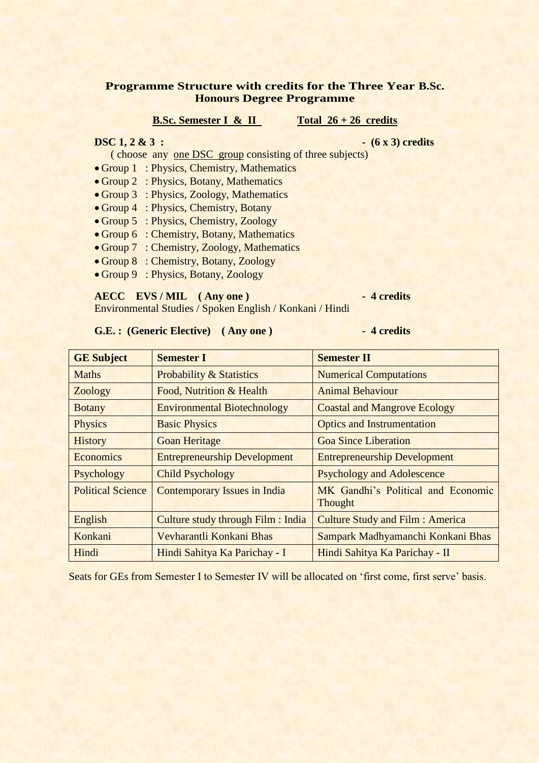## Programme Structure with credits for the Three Year B.Sc. Honours Degree Programme

**B.Sc. Semester I & II** **Total 26 + 26 credits**

**DSC 1, 2 & 3 :** - **(6 x 3) credits**

( choose any one DSC group consisting of three subjects)

- Group 1 : Physics, Chemistry, Mathematics
- Group 2 : Physics, Botany, Mathematics
- Group 3 : Physics, Zoology, Mathematics
- Group 4 : Physics, Chemistry, Botany
- Group 5 : Physics, Chemistry, Zoology
- Group 6 : Chemistry, Botany, Mathematics
- Group 7 : Chemistry, Zoology, Mathematics
- Group 8 : Chemistry, Botany, Zoology
- Group 9 : Physics, Botany, Zoology

**AECC EVS / MIL ( Any one )** - **4 credits**

Environmental Studies / Spoken English / Konkani / Hindi

**G.E. : (Generic Elective) ( Any one )** - **4 credits**

| GE Subject | Semester I | Semester II |
|---|---|---|
| Maths | Probability & Statistics | Numerical Computations |
| Zoology | Food, Nutrition & Health | Animal Behaviour |
| Botany | Environmental Biotechnology | Coastal and Mangrove Ecology |
| Physics | Basic Physics | Optics and Instrumentation |
| History | Goan Heritage | Goa Since Liberation |
| Economics | Entrepreneurship Development | Entrepreneurship Development |
| Psychology | Child Psychology | Psychology and Adolescence |
| Political Science | Contemporary Issues in India | MK Gandhi's Political and Economic Thought |
| English | Culture study through Film : India | Culture Study and Film : America |
| Konkani | Vevharantli Konkani Bhas | Sampark Madhyamanchi Konkani Bhas |
| Hindi | Hindi Sahitya Ka Parichay - I | Hindi Sahitya Ka Parichay - II |

Seats for GEs from Semester I to Semester IV will be allocated on 'first come, first serve' basis.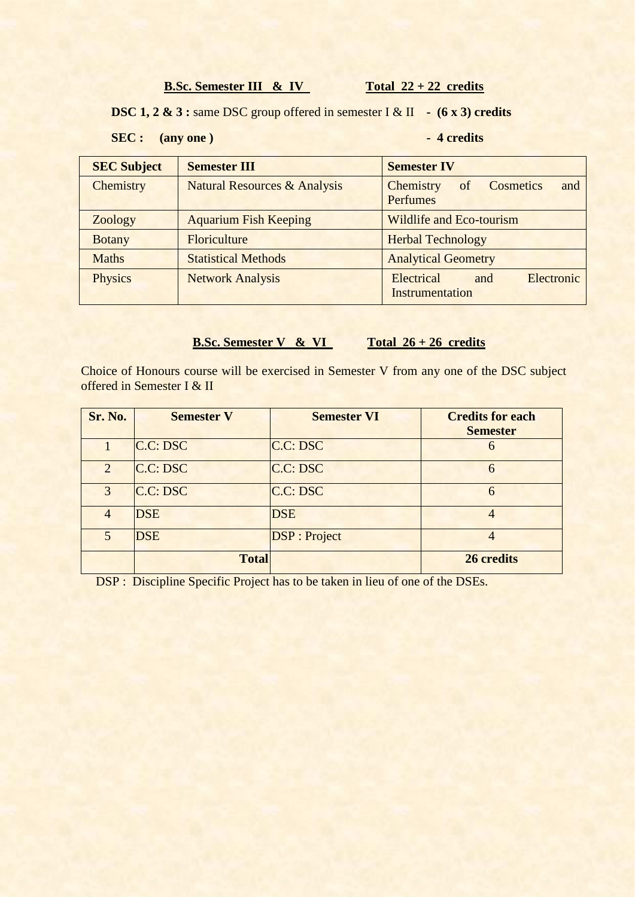**B.Sc. Semester III & IV** **Total 22 + 22 credits**

**DSC 1, 2 & 3 :** same DSC group offered in semester I & II - **(6 x 3) credits**

**SEC : (any one )** - **4 credits**

| **SEC Subject** | **Semester III** | **Semester IV** |
|---|---|---|
| Chemistry | Natural Resources & Analysis | Chemistry of Cosmetics and Perfumes |
| Zoology | Aquarium Fish Keeping | Wildlife and Eco-tourism |
| Botany | Floriculture | Herbal Technology |
| Maths | Statistical Methods | Analytical Geometry |
| Physics | Network Analysis | Electrical and Electronic Instrumentation |

**B.Sc. Semester V & VI** **Total 26 + 26 credits**

Choice of Honours course will be exercised in Semester V from any one of the DSC subject offered in Semester I & II

| **Sr. No.** | **Semester V** | **Semester VI** | **Credits for each Semester** |
|---|---|---|---|
| 1 | C.C: DSC | C.C: DSC | 6 |
| 2 | C.C: DSC | C.C: DSC | 6 |
| 3 | C.C: DSC | C.C: DSC | 6 |
| 4 | DSE | DSE | 4 |
| 5 | DSE | DSP : Project | 4 |
| | **Total** | | **26 credits** |

DSP : Discipline Specific Project has to be taken in lieu of one of the DSEs.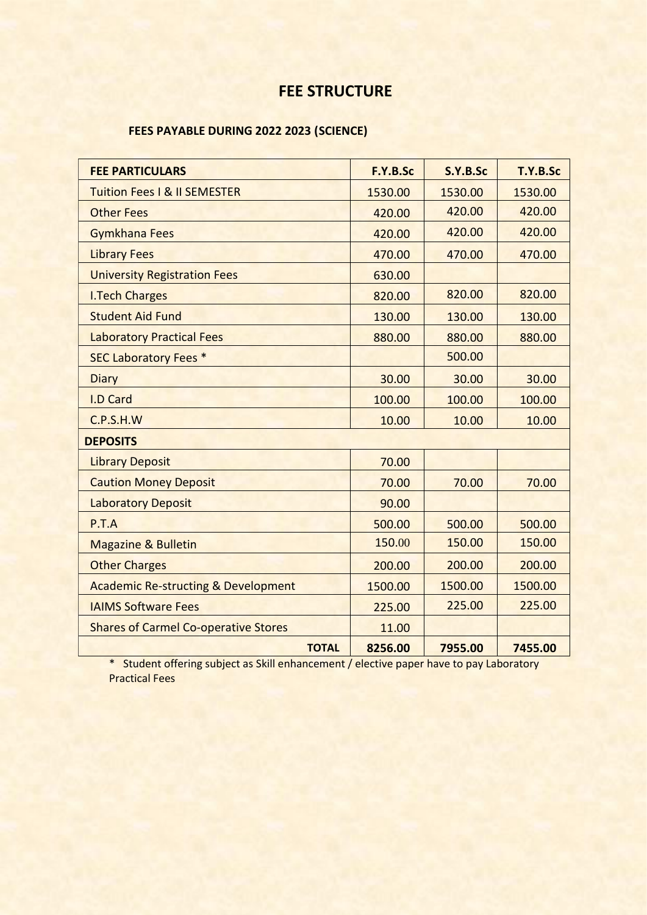# FEE STRUCTURE

## FEES PAYABLE DURING 2022 2023 (SCIENCE)

| FEE PARTICULARS | F.Y.B.Sc | S.Y.B.Sc | T.Y.B.Sc |
|---|---|---|---|
| Tuition Fees I & II SEMESTER | 1530.00 | 1530.00 | 1530.00 |
| Other Fees | 420.00 | 420.00 | 420.00 |
| Gymkhana Fees | 420.00 | 420.00 | 420.00 |
| Library Fees | 470.00 | 470.00 | 470.00 |
| University Registration Fees | 630.00 | | |
| I.Tech Charges | 820.00 | 820.00 | 820.00 |
| Student Aid Fund | 130.00 | 130.00 | 130.00 |
| Laboratory Practical Fees | 880.00 | 880.00 | 880.00 |
| SEC Laboratory Fees * | | 500.00 | |
| Diary | 30.00 | 30.00 | 30.00 |
| I.D Card | 100.00 | 100.00 | 100.00 |
| C.P.S.H.W | 10.00 | 10.00 | 10.00 |
| **DEPOSITS** | | | |
| Library Deposit | 70.00 | | |
| Caution Money Deposit | 70.00 | 70.00 | 70.00 |
| Laboratory Deposit | 90.00 | | |
| P.T.A | 500.00 | 500.00 | 500.00 |
| Magazine & Bulletin | 150.00 | 150.00 | 150.00 |
| Other Charges | 200.00 | 200.00 | 200.00 |
| Academic Re-structing & Development | 1500.00 | 1500.00 | 1500.00 |
| IAIMS Software Fees | 225.00 | 225.00 | 225.00 |
| Shares of Carmel Co-operative Stores | 11.00 | | |
| **TOTAL** | **8256.00** | **7955.00** | **7455.00** |

* Student offering subject as Skill enhancement / elective paper have to pay Laboratory Practical Fees